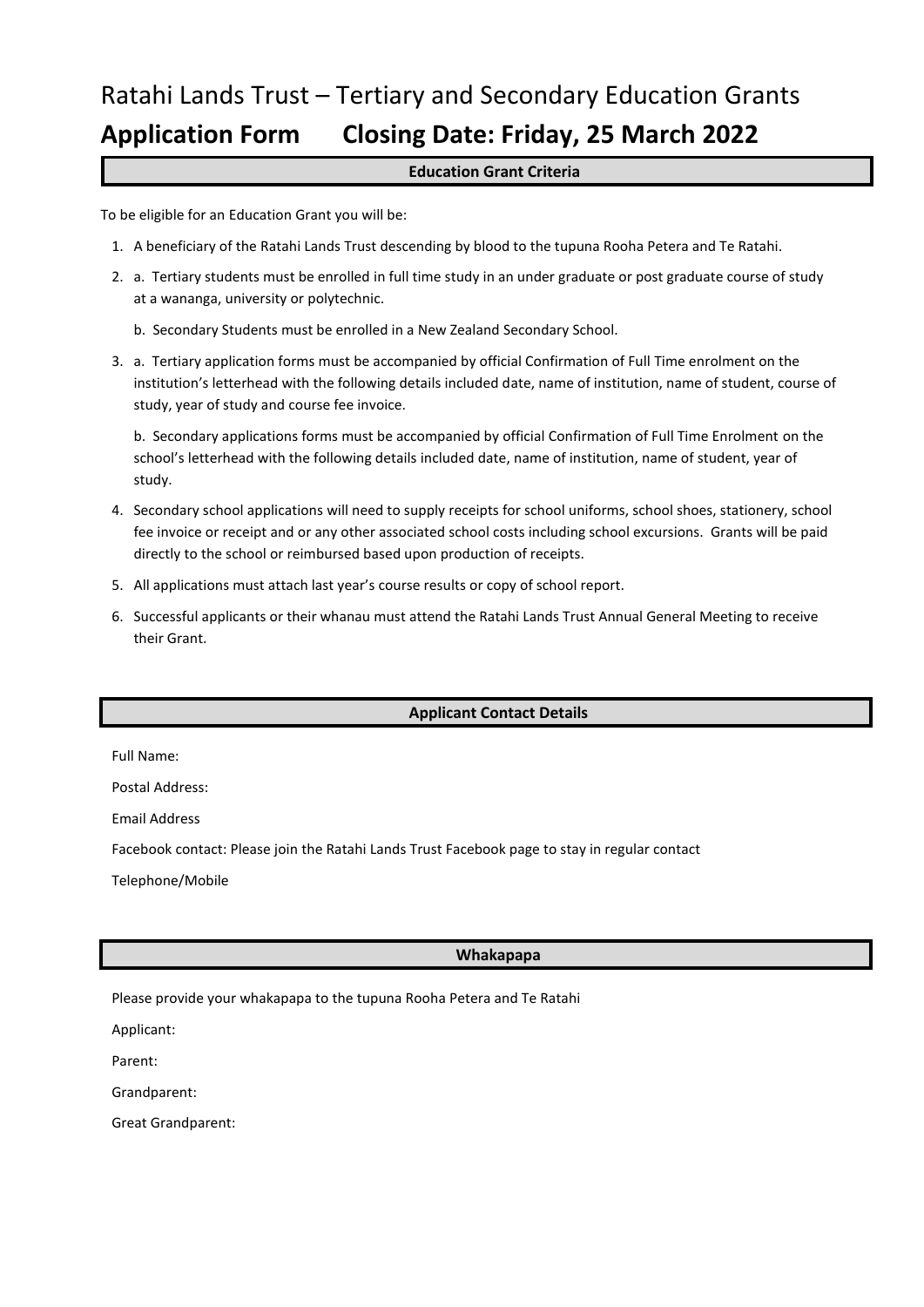# Ratahi Lands Trust – Tertiary and Secondary Education Grants

## Application Form Closing Date: Friday, 25 March 2022

### Education Grant Criteria

To be eligible for an Education Grant you will be:

1. A beneficiary of the Ratahi Lands Trust descending by blood to the tupuna Rooha Petera and Te Ratahi.
2. a. Tertiary students must be enrolled in full time study in an under graduate or post graduate course of study at a wananga, university or polytechnic.

   b. Secondary Students must be enrolled in a New Zealand Secondary School.
3. a. Tertiary application forms must be accompanied by official Confirmation of Full Time enrolment on the institution's letterhead with the following details included date, name of institution, name of student, course of study, year of study and course fee invoice.

   b. Secondary applications forms must be accompanied by official Confirmation of Full Time Enrolment on the school's letterhead with the following details included date, name of institution, name of student, year of study.
4. Secondary school applications will need to supply receipts for school uniforms, school shoes, stationery, school fee invoice or receipt and or any other associated school costs including school excursions. Grants will be paid directly to the school or reimbursed based upon production of receipts.
5. All applications must attach last year's course results or copy of school report.
6. Successful applicants or their whanau must attend the Ratahi Lands Trust Annual General Meeting to receive their Grant.

### Applicant Contact Details

Full Name:

Postal Address:

Email Address

Facebook contact: Please join the Ratahi Lands Trust Facebook page to stay in regular contact

Telephone/Mobile

### Whakapapa

Please provide your whakapapa to the tupuna Rooha Petera and Te Ratahi

Applicant:

Parent:

Grandparent:

Great Grandparent: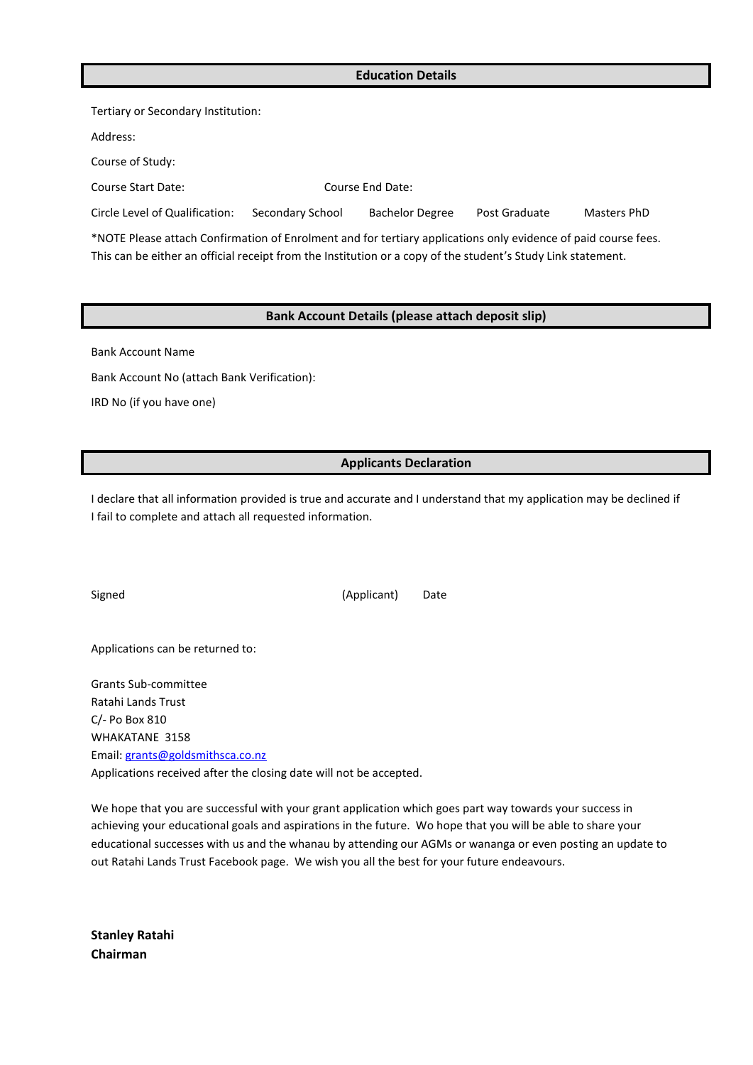## Education Details

Tertiary or Secondary Institution:

Address:

Course of Study:

Course Start Date: Course End Date:

Circle Level of Qualification: Secondary School Bachelor Degree Post Graduate Masters PhD

*NOTE Please attach Confirmation of Enrolment and for tertiary applications only evidence of paid course fees. This can be either an official receipt from the Institution or a copy of the student's Study Link statement.

## Bank Account Details (please attach deposit slip)

Bank Account Name

Bank Account No (attach Bank Verification):

IRD No (if you have one)

## Applicants Declaration

I declare that all information provided is true and accurate and I understand that my application may be declined if I fail to complete and attach all requested information.

Signed (Applicant) Date

Applications can be returned to:

Grants Sub-committee
Ratahi Lands Trust
C/- Po Box 810
WHAKATANE 3158
Email: grants@goldsmithsca.co.nz
Applications received after the closing date will not be accepted.

We hope that you are successful with your grant application which goes part way towards your success in achieving your educational goals and aspirations in the future. Wo hope that you will be able to share your educational successes with us and the whanau by attending our AGMs or wananga or even posting an update to out Ratahi Lands Trust Facebook page. We wish you all the best for your future endeavours.

**Stanley Ratahi**
**Chairman**